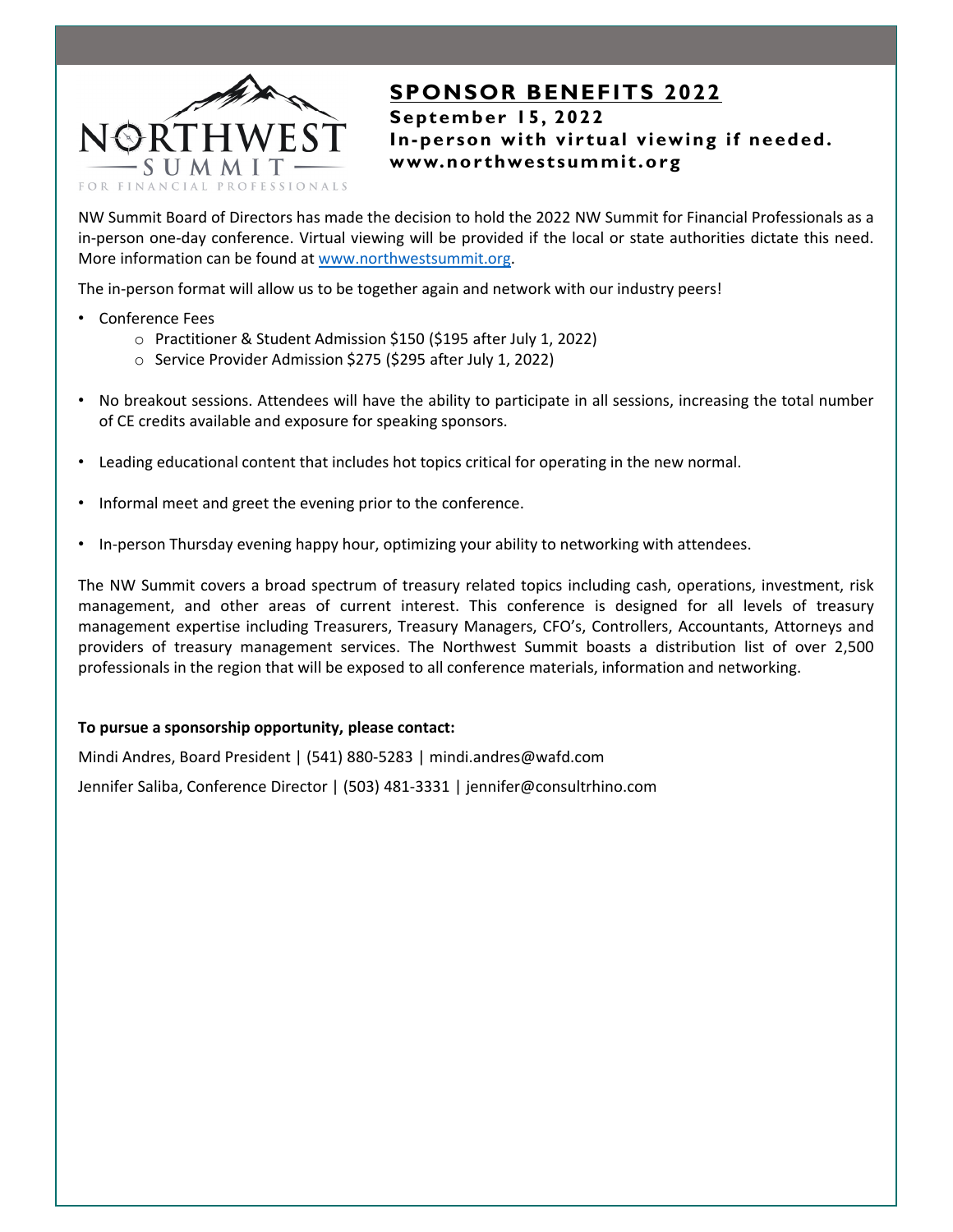NORTHWEST SUMMIT FOR FINANCIAL PROFESSIONALS

# SPONSOR BENEFITS 2022

**September 15, 2022**
**In-person with virtual viewing if needed.**
**www.northwestsummit.org**

NW Summit Board of Directors has made the decision to hold the 2022 NW Summit for Financial Professionals as a in-person one-day conference. Virtual viewing will be provided if the local or state authorities dictate this need. More information can be found at www.northwestsummit.org.

The in-person format will allow us to be together again and network with our industry peers!

- Conference Fees
  - Practitioner & Student Admission $150 ($195 after July 1, 2022)
  - Service Provider Admission $275 ($295 after July 1, 2022)
- No breakout sessions. Attendees will have the ability to participate in all sessions, increasing the total number of CE credits available and exposure for speaking sponsors.
- Leading educational content that includes hot topics critical for operating in the new normal.
- Informal meet and greet the evening prior to the conference.
- In-person Thursday evening happy hour, optimizing your ability to networking with attendees.

The NW Summit covers a broad spectrum of treasury related topics including cash, operations, investment, risk management, and other areas of current interest. This conference is designed for all levels of treasury management expertise including Treasurers, Treasury Managers, CFO's, Controllers, Accountants, Attorneys and providers of treasury management services. The Northwest Summit boasts a distribution list of over 2,500 professionals in the region that will be exposed to all conference materials, information and networking.

**To pursue a sponsorship opportunity, please contact:**

Mindi Andres, Board President | (541) 880-5283 | mindi.andres@wafd.com

Jennifer Saliba, Conference Director | (503) 481-3331 | jennifer@consultrhino.com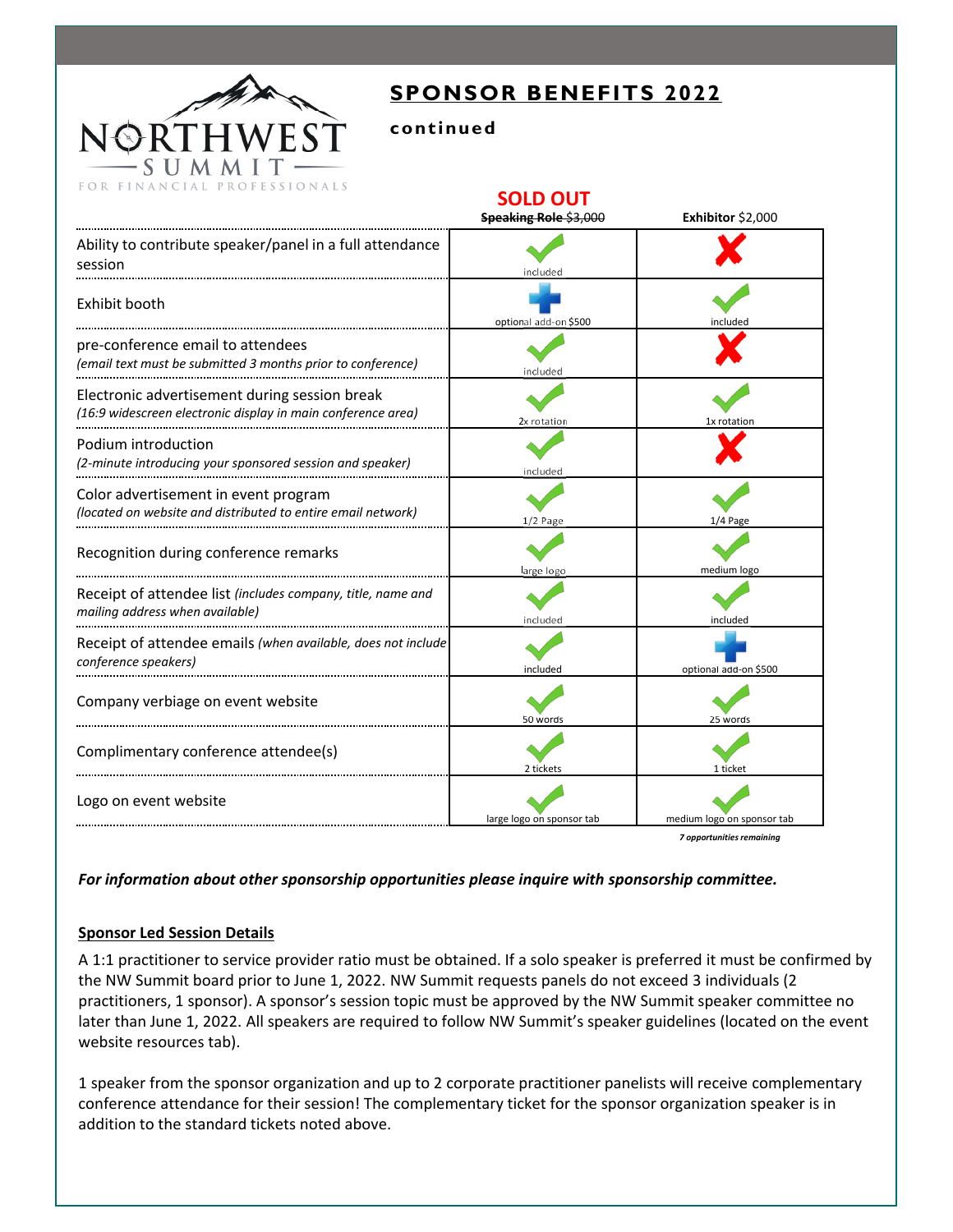NORTHWEST SUMMIT FOR FINANCIAL PROFESSIONALS

# SPONSOR BENEFITS 2022

**continued**

| | SOLD OUT ~~**Speaking Role** $3,000~~ | **Exhibitor** $2,000 |
|---|---|---|
| Ability to contribute speaker/panel in a full attendance session | ✓ included | ✗ |
| Exhibit booth | + optional add-on $500 | ✓ included |
| pre-conference email to attendees *(email text must be submitted 3 months prior to conference)* | ✓ included | ✗ |
| Electronic advertisement during session break *(16:9 widescreen electronic display in main conference area)* | ✓ 2x rotation | ✓ 1x rotation |
| Podium introduction *(2-minute introducing your sponsored session and speaker)* | ✓ included | ✗ |
| Color advertisement in event program *(located on website and distributed to entire email network)* | ✓ 1/2 Page | ✓ 1/4 Page |
| Recognition during conference remarks | ✓ large logo | ✓ medium logo |
| Receipt of attendee list *(includes company, title, name and mailing address when available)* | ✓ included | ✓ included |
| Receipt of attendee emails *(when available, does not include conference speakers)* | ✓ included | + optional add-on $500 |
| Company verbiage on event website | ✓ 50 words | ✓ 25 words |
| Complimentary conference attendee(s) | ✓ 2 tickets | ✓ 1 ticket |
| Logo on event website | ✓ large logo on sponsor tab | ✓ medium logo on sponsor tab |
| | | ***7 opportunities remaining*** |

***For information about other sponsorship opportunities please inquire with sponsorship committee.***

## Sponsor Led Session Details

A 1:1 practitioner to service provider ratio must be obtained. If a solo speaker is preferred it must be confirmed by the NW Summit board prior to June 1, 2022. NW Summit requests panels do not exceed 3 individuals (2 practitioners, 1 sponsor). A sponsor's session topic must be approved by the NW Summit speaker committee no later than June 1, 2022. All speakers are required to follow NW Summit's speaker guidelines (located on the event website resources tab).

1 speaker from the sponsor organization and up to 2 corporate practitioner panelists will receive complementary conference attendance for their session! The complementary ticket for the sponsor organization speaker is in addition to the standard tickets noted above.